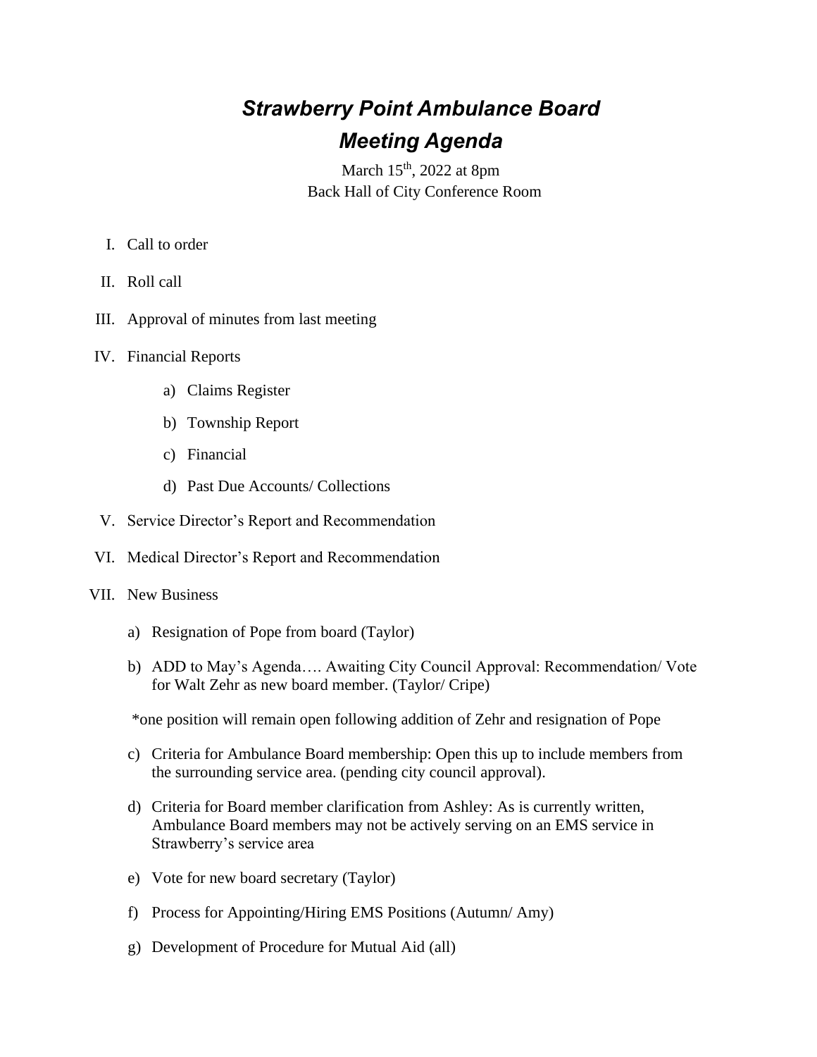# *Strawberry Point Ambulance Board*
# *Meeting Agenda*

March 15th, 2022 at 8pm
Back Hall of City Conference Room

I. Call to order

II. Roll call

III. Approval of minutes from last meeting

IV. Financial Reports

   a) Claims Register

   b) Township Report

   c) Financial

   d) Past Due Accounts/ Collections

V. Service Director's Report and Recommendation

VI. Medical Director's Report and Recommendation

VII. New Business

   a) Resignation of Pope from board (Taylor)

   b) ADD to May's Agenda…. Awaiting City Council Approval: Recommendation/ Vote for Walt Zehr as new board member. (Taylor/ Cripe)

   *one position will remain open following addition of Zehr and resignation of Pope

   c) Criteria for Ambulance Board membership: Open this up to include members from the surrounding service area. (pending city council approval).

   d) Criteria for Board member clarification from Ashley: As is currently written, Ambulance Board members may not be actively serving on an EMS service in Strawberry's service area

   e) Vote for new board secretary (Taylor)

   f) Process for Appointing/Hiring EMS Positions (Autumn/ Amy)

   g) Development of Procedure for Mutual Aid (all)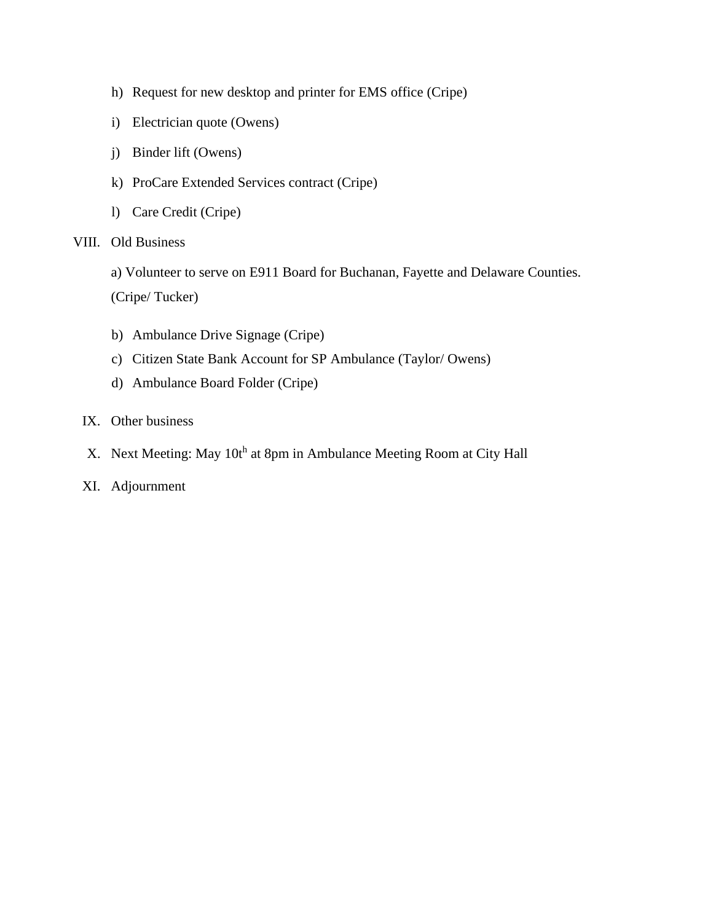h) Request for new desktop and printer for EMS office (Cripe)

i) Electrician quote (Owens)

j) Binder lift (Owens)

k) ProCare Extended Services contract (Cripe)

l) Care Credit (Cripe)

VIII. Old Business

a) Volunteer to serve on E911 Board for Buchanan, Fayette and Delaware Counties. (Cripe/ Tucker)

b) Ambulance Drive Signage (Cripe)

c) Citizen State Bank Account for SP Ambulance (Taylor/ Owens)

d) Ambulance Board Folder (Cripe)

IX. Other business

X. Next Meeting: May 10th at 8pm in Ambulance Meeting Room at City Hall

XI. Adjournment